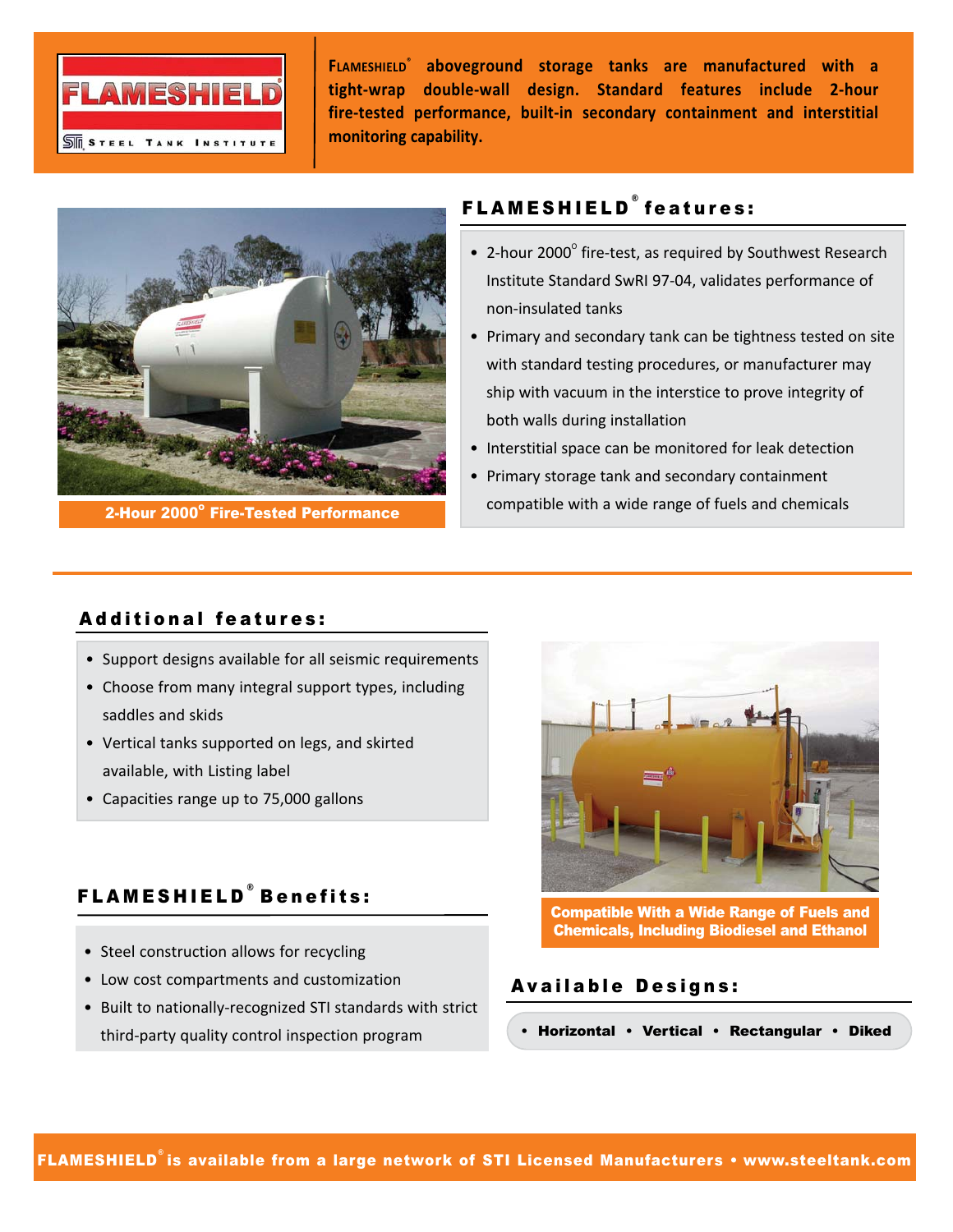FLAMESHIELD® STEEL TANK INSTITUTE

**FLAMESHIELD® aboveground storage tanks are manufactured with a tight-wrap double-wall design. Standard features include 2-hour fire-tested performance, built-in secondary containment and interstitial monitoring capability.**

**2-Hour 2000° Fire-Tested Performance**

## FLAMESHIELD® features:

- 2-hour 2000° fire-test, as required by Southwest Research Institute Standard SwRI 97-04, validates performance of non-insulated tanks
- Primary and secondary tank can be tightness tested on site with standard testing procedures, or manufacturer may ship with vacuum in the interstice to prove integrity of both walls during installation
- Interstitial space can be monitored for leak detection
- Primary storage tank and secondary containment compatible with a wide range of fuels and chemicals

## Additional features:

- Support designs available for all seismic requirements
- Choose from many integral support types, including saddles and skids
- Vertical tanks supported on legs, and skirted available, with Listing label
- Capacities range up to 75,000 gallons

**Compatible With a Wide Range of Fuels and Chemicals, Including Biodiesel and Ethanol**

## FLAMESHIELD® Benefits:

- Steel construction allows for recycling
- Low cost compartments and customization
- Built to nationally-recognized STI standards with strict third-party quality control inspection program

## Available Designs:

- **Horizontal** • **Vertical** • **Rectangular** • **Diked**

**FLAMESHIELD® is available from a large network of STI Licensed Manufacturers • www.steeltank.com**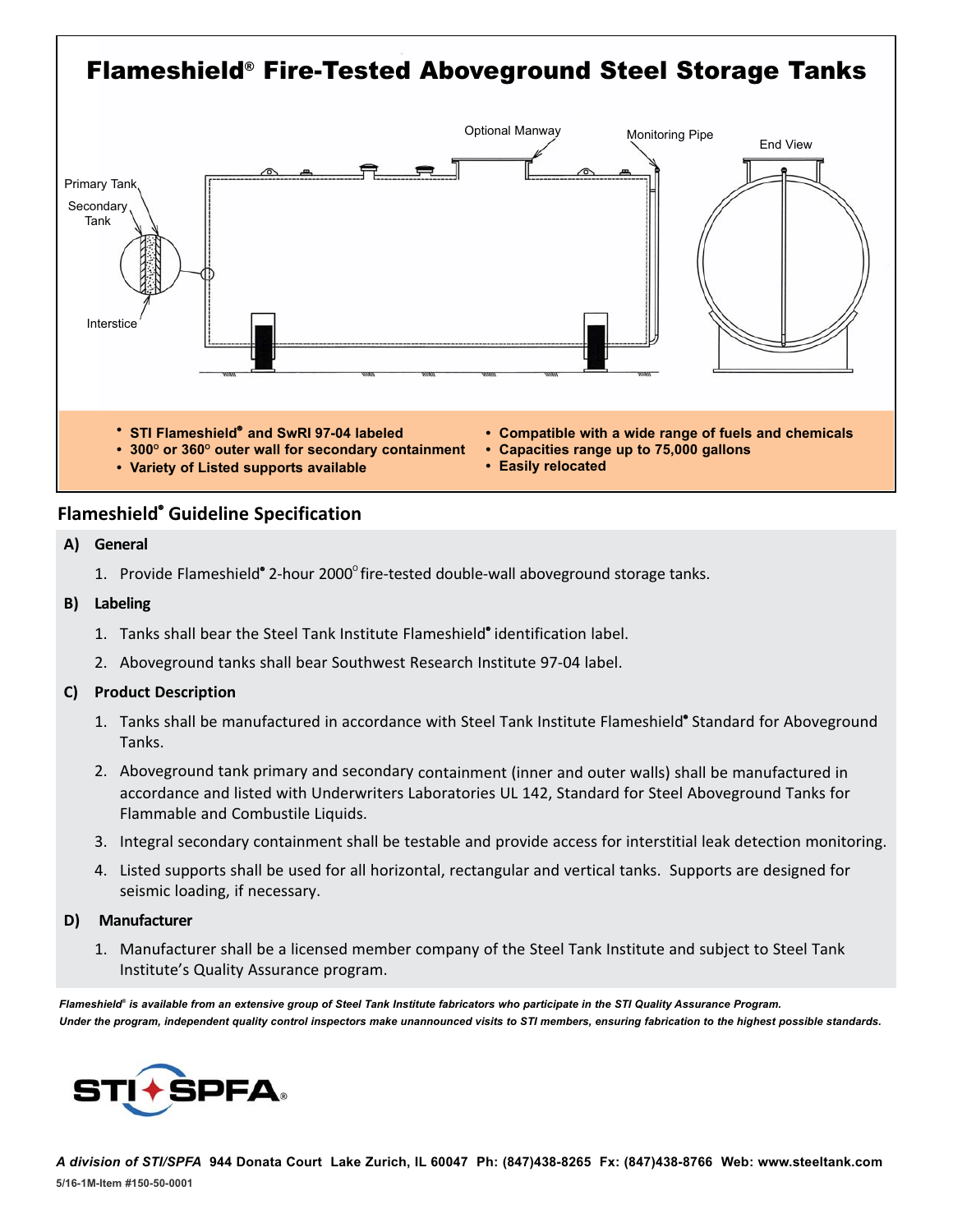# Flameshield® Fire-Tested Aboveground Steel Storage Tanks

Optional Manway

Monitoring Pipe

End View

Primary Tank

Secondary Tank

Interstice

- STI Flameshield® and SwRI 97-04 labeled
- 300° or 360° outer wall for secondary containment
- Variety of Listed supports available
- Compatible with a wide range of fuels and chemicals
- Capacities range up to 75,000 gallons
- Easily relocated

## Flameshield® Guideline Specification

**A) General**

1. Provide Flameshield® 2-hour 2000° fire-tested double-wall aboveground storage tanks.

**B) Labeling**

1. Tanks shall bear the Steel Tank Institute Flameshield® identification label.
2. Aboveground tanks shall bear Southwest Research Institute 97-04 label.

**C) Product Description**

1. Tanks shall be manufactured in accordance with Steel Tank Institute Flameshield® Standard for Aboveground Tanks.
2. Aboveground tank primary and secondary containment (inner and outer walls) shall be manufactured in accordance and listed with Underwriters Laboratories UL 142, Standard for Steel Aboveground Tanks for Flammable and Combustile Liquids.
3. Integral secondary containment shall be testable and provide access for interstitial leak detection monitoring.
4. Listed supports shall be used for all horizontal, rectangular and vertical tanks. Supports are designed for seismic loading, if necessary.

**D) Manufacturer**

1. Manufacturer shall be a licensed member company of the Steel Tank Institute and subject to Steel Tank Institute's Quality Assurance program.

***Flameshield® is available from an extensive group of Steel Tank Institute fabricators who participate in the STI Quality Assurance Program. Under the program, independent quality control inspectors make unannounced visits to STI members, ensuring fabrication to the highest possible standards.***

STI SPFA

***A division of STI/SPFA*** **944 Donata Court Lake Zurich, IL 60047 Ph: (847)438-8265 Fx: (847)438-8766 Web: www.steeltank.com**

5/16-1M-Item #150-50-0001